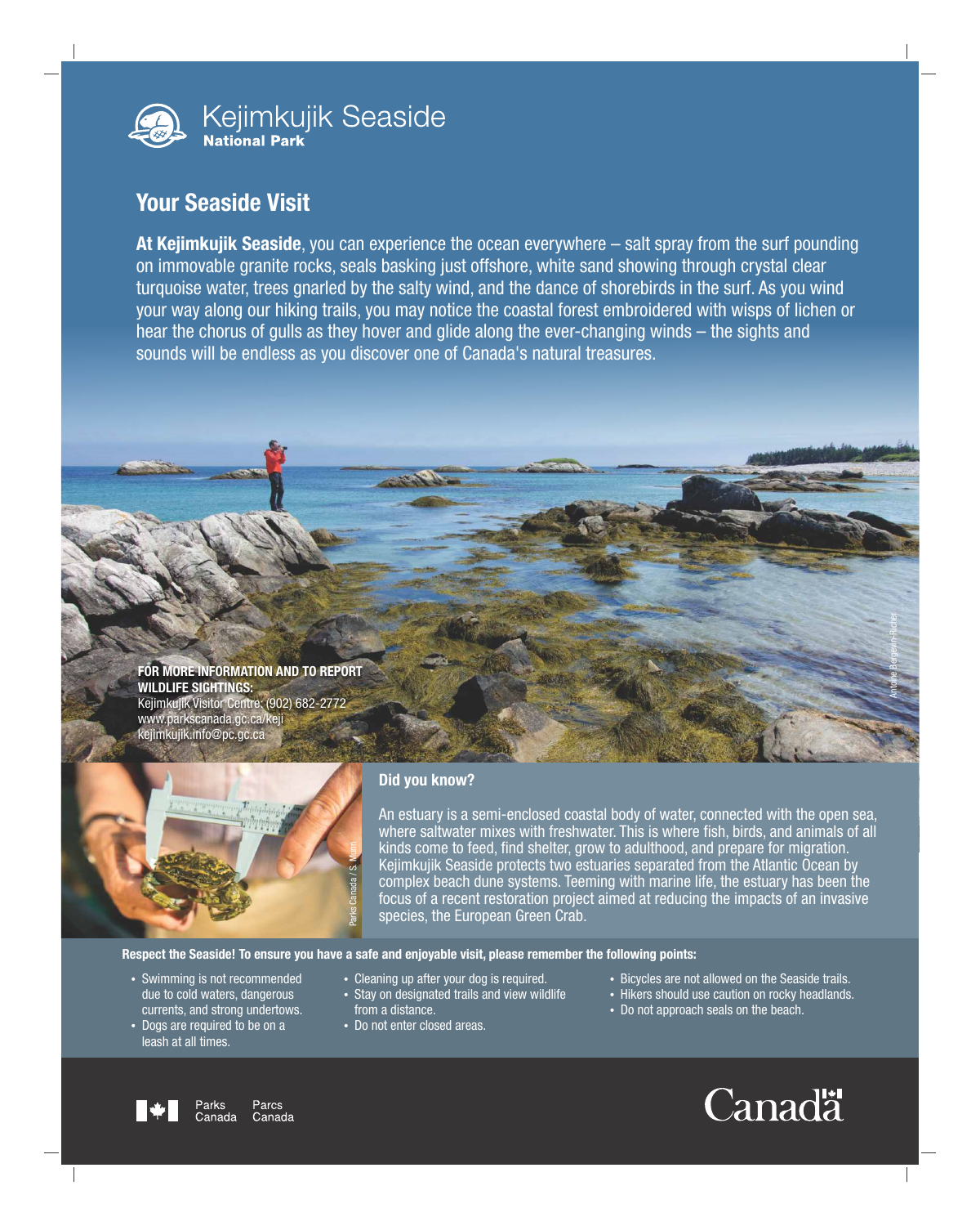# Kejimkujik Seaside
**National Park**

## Your Seaside Visit

**At Kejimkujik Seaside**, you can experience the ocean everywhere – salt spray from the surf pounding on immovable granite rocks, seals basking just offshore, white sand showing through crystal clear turquoise water, trees gnarled by the salty wind, and the dance of shorebirds in the surf. As you wind your way along our hiking trails, you may notice the coastal forest embroidered with wisps of lichen or hear the chorus of gulls as they hover and glide along the ever-changing winds – the sights and sounds will be endless as you discover one of Canada's natural treasures.

**FOR MORE INFORMATION AND TO REPORT WILDLIFE SIGHTINGS:**
Kejimkujik Visitor Centre: (902) 682-2772
www.parkscanada.gc.ca/keji
kejimkujik.info@pc.gc.ca

Antoine Bergevin-Richer

Parks Canada / S. Mann

### Did you know?

An estuary is a semi-enclosed coastal body of water, connected with the open sea, where saltwater mixes with freshwater. This is where fish, birds, and animals of all kinds come to feed, find shelter, grow to adulthood, and prepare for migration. Kejimkujik Seaside protects two estuaries separated from the Atlantic Ocean by complex beach dune systems. Teeming with marine life, the estuary has been the focus of a recent restoration project aimed at reducing the impacts of an invasive species, the European Green Crab.

**Respect the Seaside! To ensure you have a safe and enjoyable visit, please remember the following points:**

- Swimming is not recommended due to cold waters, dangerous currents, and strong undertows.
- Dogs are required to be on a leash at all times.
- Cleaning up after your dog is required.
- Stay on designated trails and view wildlife from a distance.
- Do not enter closed areas.
- Bicycles are not allowed on the Seaside trails.
- Hikers should use caution on rocky headlands.
- Do not approach seals on the beach.

Parks Canada Parcs Canada

Canada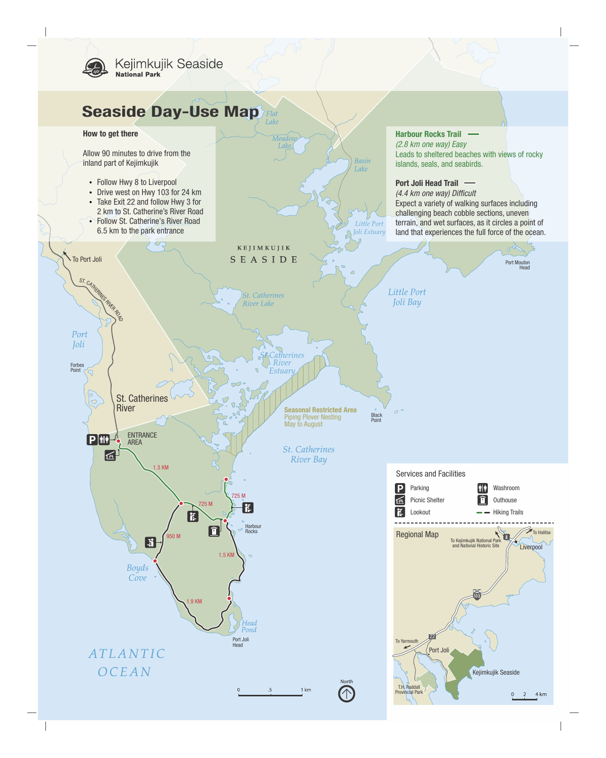# Kejimkujik Seaside
**National Park**

## Seaside Day-Use Map

### How to get there

Allow 90 minutes to drive from the inland part of Kejimkujik

- Follow Hwy 8 to Liverpool
- Drive west on Hwy 103 for 24 km
- Take Exit 22 and follow Hwy 3 for 2 km to St. Catherine's River Road
- Follow St. Catherine's River Road 6.5 km to the park entrance

### Harbour Rocks Trail

*(2.8 km one way) Easy*

Leads to sheltered beaches with views of rocky islands, seals, and seabirds.

### Port Joli Head Trail

*(4.4 km one way) Difficult*

Expect a variety of walking surfaces including challenging beach cobble sections, uneven terrain, and wet surfaces, as it circles a point of land that experiences the full force of the ocean.

Flat Lake
Meadow Lake
Basin Lake
Little Port Joli Estuary
KEJIMKUJIK SEASIDE
Port Mouton Head
To Port Joli
ST. CATHERINES RIVER ROAD
St. Catherines River Lake
Little Port Joli Bay
Port Joli
Forbes Point
St. Catherines River Estuary
St. Catherines River
**Seasonal Restricted Area**
Piping Plover Nesting
May to August
Black Point
ENTRANCE AREA
St. Catherines River Bay
1.3 KM
725 M
725 M
Harbour Rocks
950 M
1.5 KM
Boyds Cove
1.9 KM
Head Pond
Port Joli Head
ATLANTIC OCEAN
0 .5 1 km
North

### Services and Facilities

| | |
|---|---|
| Parking | Washroom |
| Picnic Shelter | Outhouse |
| Lookout | Hiking Trails |

### Regional Map

To Kejimkujik National Park and National Historic Site
To Halifax
8
Liverpool
103
22
To Yarmouth
Port Joli
Kejimkujik Seaside
T.H. Raddall Provincial Park
0 2 4 km